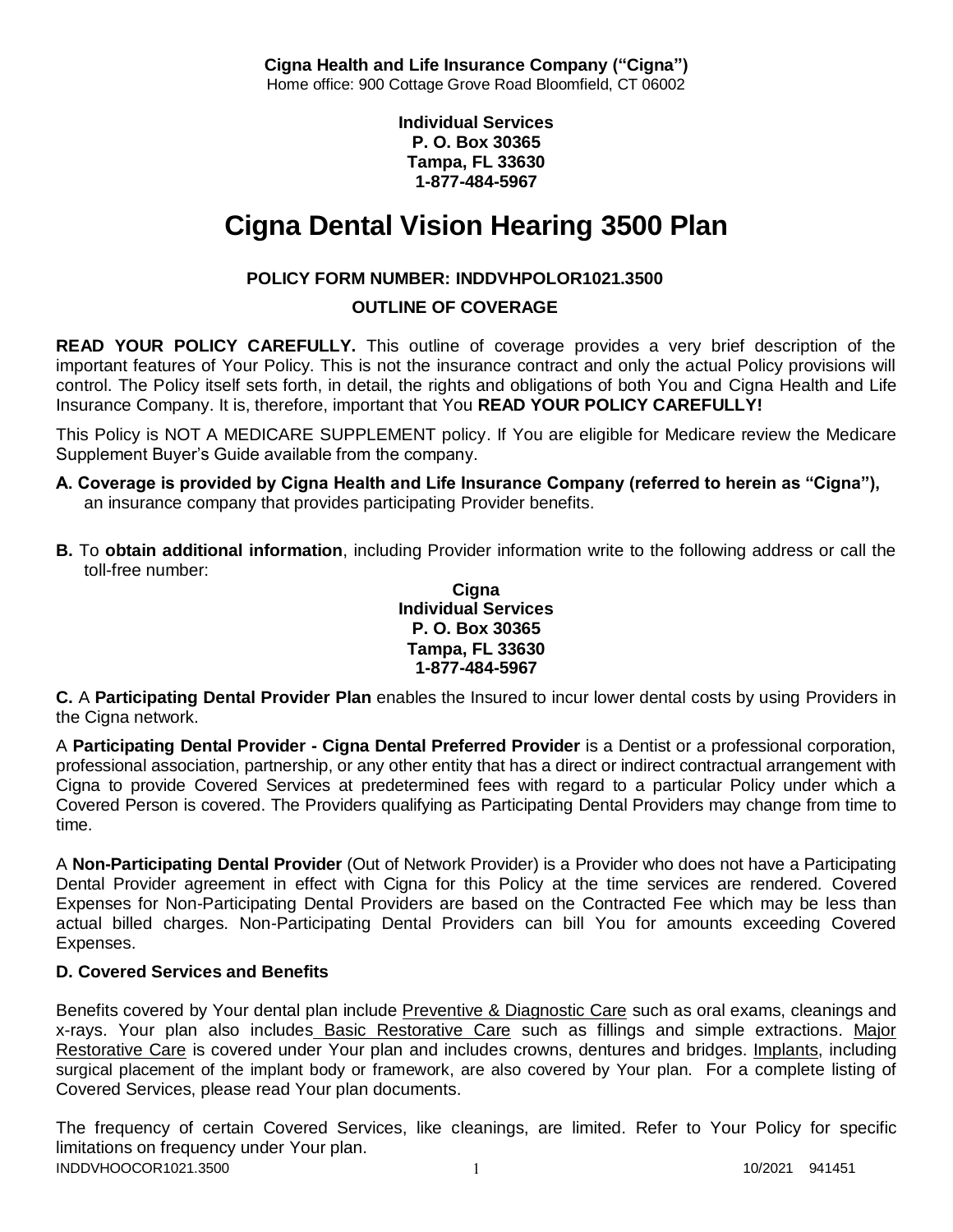**Cigna Health and Life Insurance Company ("Cigna")**
Home office: 900 Cottage Grove Road Bloomfield, CT 06002

**Individual Services**
**P. O. Box 30365**
**Tampa, FL 33630**
**1-877-484-5967**

# Cigna Dental Vision Hearing 3500 Plan

**POLICY FORM NUMBER: INDDVHPOLOR1021.3500**

**OUTLINE OF COVERAGE**

**READ YOUR POLICY CAREFULLY.** This outline of coverage provides a very brief description of the important features of Your Policy. This is not the insurance contract and only the actual Policy provisions will control. The Policy itself sets forth, in detail, the rights and obligations of both You and Cigna Health and Life Insurance Company. It is, therefore, important that You **READ YOUR POLICY CAREFULLY!**

This Policy is NOT A MEDICARE SUPPLEMENT policy. If You are eligible for Medicare review the Medicare Supplement Buyer's Guide available from the company.

**A. Coverage is provided by Cigna Health and Life Insurance Company (referred to herein as "Cigna"),** an insurance company that provides participating Provider benefits.

**B.** To **obtain additional information**, including Provider information write to the following address or call the toll-free number:

**Cigna**
**Individual Services**
**P. O. Box 30365**
**Tampa, FL 33630**
**1-877-484-5967**

**C.** A **Participating Dental Provider Plan** enables the Insured to incur lower dental costs by using Providers in the Cigna network.

A **Participating Dental Provider - Cigna Dental Preferred Provider** is a Dentist or a professional corporation, professional association, partnership, or any other entity that has a direct or indirect contractual arrangement with Cigna to provide Covered Services at predetermined fees with regard to a particular Policy under which a Covered Person is covered. The Providers qualifying as Participating Dental Providers may change from time to time.

A **Non-Participating Dental Provider** (Out of Network Provider) is a Provider who does not have a Participating Dental Provider agreement in effect with Cigna for this Policy at the time services are rendered. Covered Expenses for Non-Participating Dental Providers are based on the Contracted Fee which may be less than actual billed charges. Non-Participating Dental Providers can bill You for amounts exceeding Covered Expenses.

**D. Covered Services and Benefits**

Benefits covered by Your dental plan include Preventive & Diagnostic Care such as oral exams, cleanings and x-rays. Your plan also includes Basic Restorative Care such as fillings and simple extractions. Major Restorative Care is covered under Your plan and includes crowns, dentures and bridges. Implants, including surgical placement of the implant body or framework, are also covered by Your plan. For a complete listing of Covered Services, please read Your plan documents.

The frequency of certain Covered Services, like cleanings, are limited. Refer to Your Policy for specific limitations on frequency under Your plan.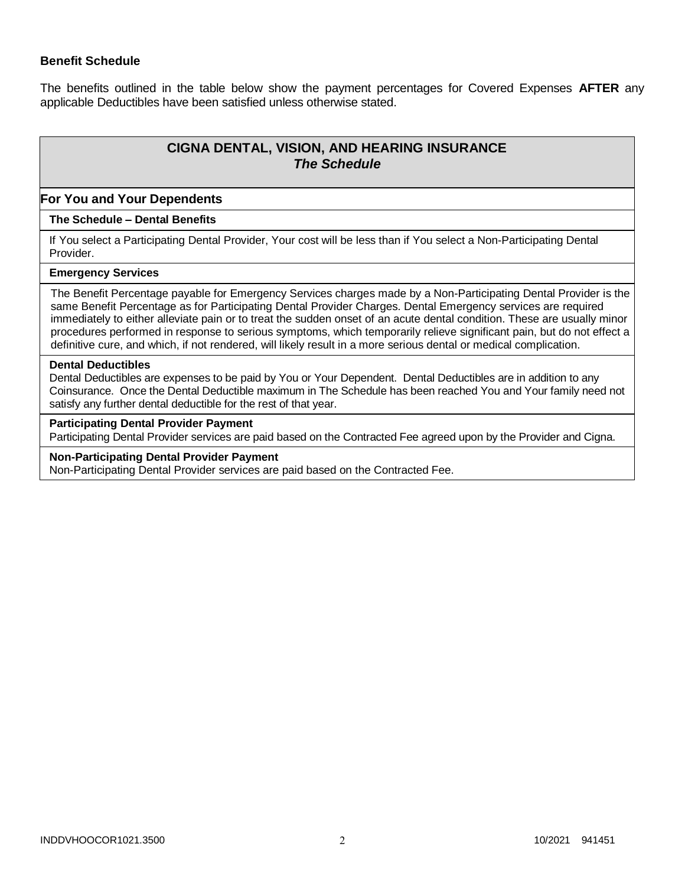## Benefit Schedule

The benefits outlined in the table below show the payment percentages for Covered Expenses **AFTER** any applicable Deductibles have been satisfied unless otherwise stated.

| **CIGNA DENTAL, VISION, AND HEARING INSURANCE** ***The Schedule*** |
|---|
| **For You and Your Dependents** |
| **The Schedule – Dental Benefits** |
| If You select a Participating Dental Provider, Your cost will be less than if You select a Non-Participating Dental Provider. |
| **Emergency Services** |
| The Benefit Percentage payable for Emergency Services charges made by a Non-Participating Dental Provider is the same Benefit Percentage as for Participating Dental Provider Charges. Dental Emergency services are required immediately to either alleviate pain or to treat the sudden onset of an acute dental condition. These are usually minor procedures performed in response to serious symptoms, which temporarily relieve significant pain, but do not effect a definitive cure, and which, if not rendered, will likely result in a more serious dental or medical complication. |
| **Dental Deductibles** Dental Deductibles are expenses to be paid by You or Your Dependent. Dental Deductibles are in addition to any Coinsurance. Once the Dental Deductible maximum in The Schedule has been reached You and Your family need not satisfy any further dental deductible for the rest of that year. |
| **Participating Dental Provider Payment** Participating Dental Provider services are paid based on the Contracted Fee agreed upon by the Provider and Cigna. |
| **Non-Participating Dental Provider Payment** Non-Participating Dental Provider services are paid based on the Contracted Fee. |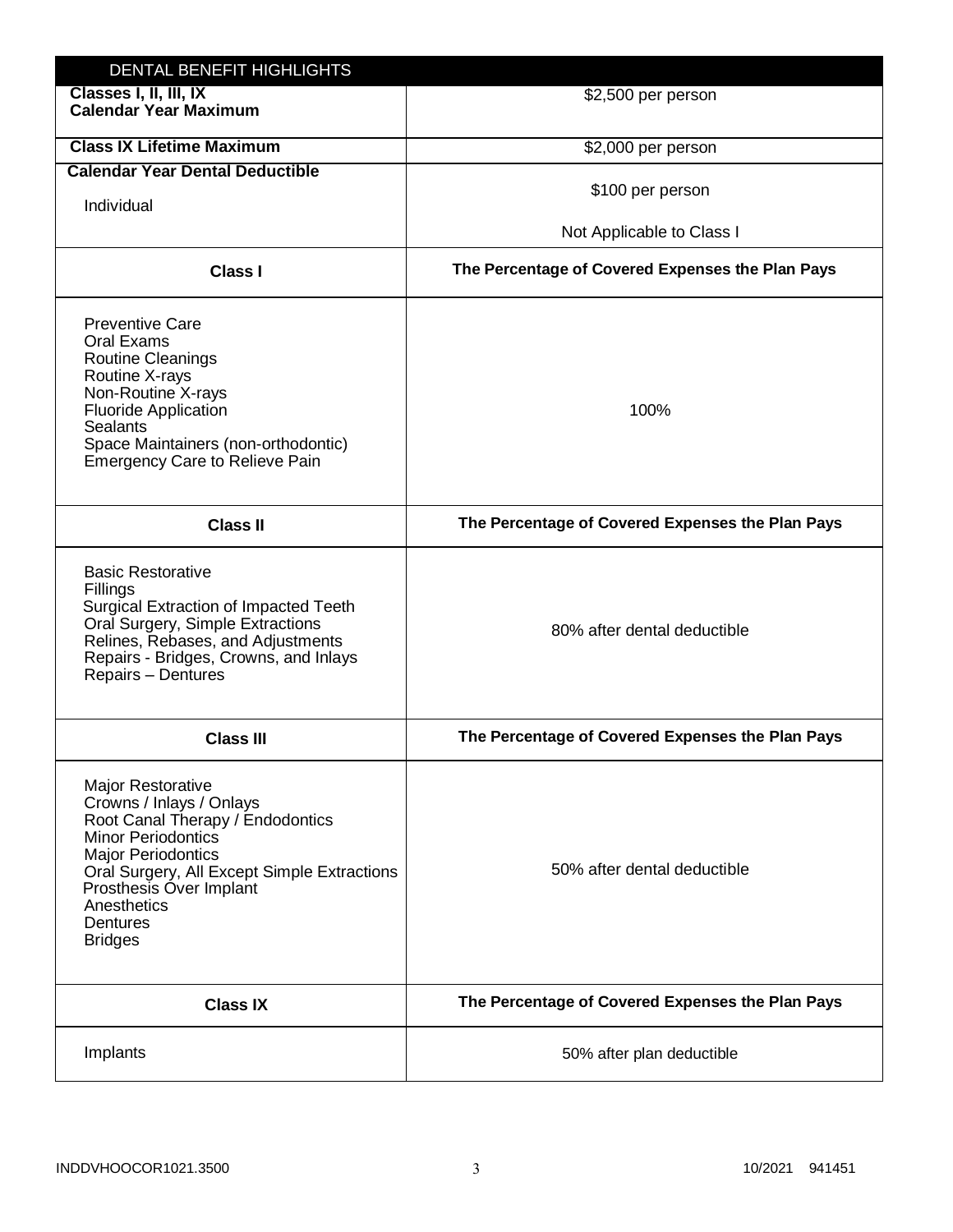| DENTAL BENEFIT HIGHLIGHTS | |
|---|---|
| **Classes I, II, III, IX Calendar Year Maximum** | $2,500 per person |
| **Class IX Lifetime Maximum** | $2,000 per person |
| **Calendar Year Dental Deductible**<br>Individual | $100 per person<br><br>Not Applicable to Class I |
| **Class I** | **The Percentage of Covered Expenses the Plan Pays** |
| Preventive Care<br>Oral Exams<br>Routine Cleanings<br>Routine X-rays<br>Non-Routine X-rays<br>Fluoride Application<br>Sealants<br>Space Maintainers (non-orthodontic)<br>Emergency Care to Relieve Pain | 100% |
| **Class II** | **The Percentage of Covered Expenses the Plan Pays** |
| Basic Restorative<br>Fillings<br>Surgical Extraction of Impacted Teeth<br>Oral Surgery, Simple Extractions<br>Relines, Rebases, and Adjustments<br>Repairs - Bridges, Crowns, and Inlays<br>Repairs – Dentures | 80% after dental deductible |
| **Class III** | **The Percentage of Covered Expenses the Plan Pays** |
| Major Restorative<br>Crowns / Inlays / Onlays<br>Root Canal Therapy / Endodontics<br>Minor Periodontics<br>Major Periodontics<br>Oral Surgery, All Except Simple Extractions<br>Prosthesis Over Implant<br>Anesthetics<br>Dentures<br>Bridges | 50% after dental deductible |
| **Class IX** | **The Percentage of Covered Expenses the Plan Pays** |
| Implants | 50% after plan deductible |

INDDVHOOCOR1021.3500 10/2021 941451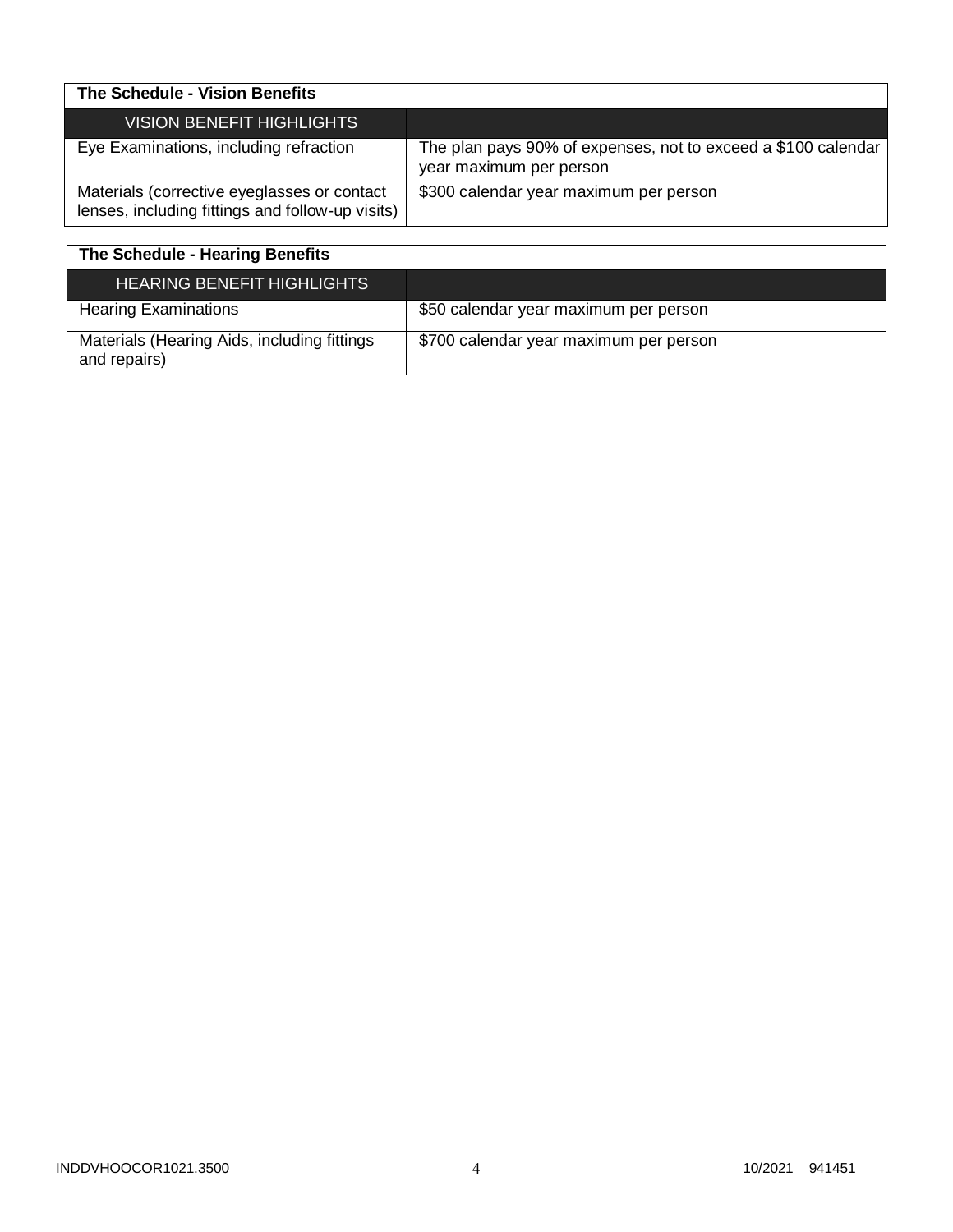| The Schedule - Vision Benefits | |
|---|---|
| VISION BENEFIT HIGHLIGHTS | |
| Eye Examinations, including refraction | The plan pays 90% of expenses, not to exceed a $100 calendar year maximum per person |
| Materials (corrective eyeglasses or contact lenses, including fittings and follow-up visits) | $300 calendar year maximum per person |

| The Schedule - Hearing Benefits | |
|---|---|
| HEARING BENEFIT HIGHLIGHTS | |
| Hearing Examinations | $50 calendar year maximum per person |
| Materials (Hearing Aids, including fittings and repairs) | $700 calendar year maximum per person |

INDDVHOOCOR1021.3500 10/2021 941451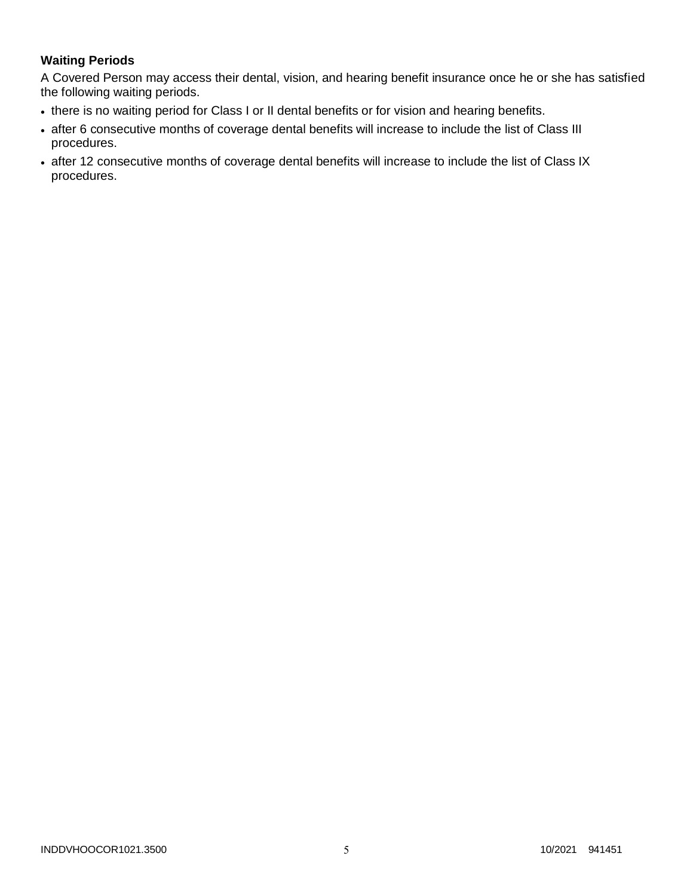### Waiting Periods

A Covered Person may access their dental, vision, and hearing benefit insurance once he or she has satisfied the following waiting periods.

- there is no waiting period for Class I or II dental benefits or for vision and hearing benefits.
- after 6 consecutive months of coverage dental benefits will increase to include the list of Class III procedures.
- after 12 consecutive months of coverage dental benefits will increase to include the list of Class IX procedures.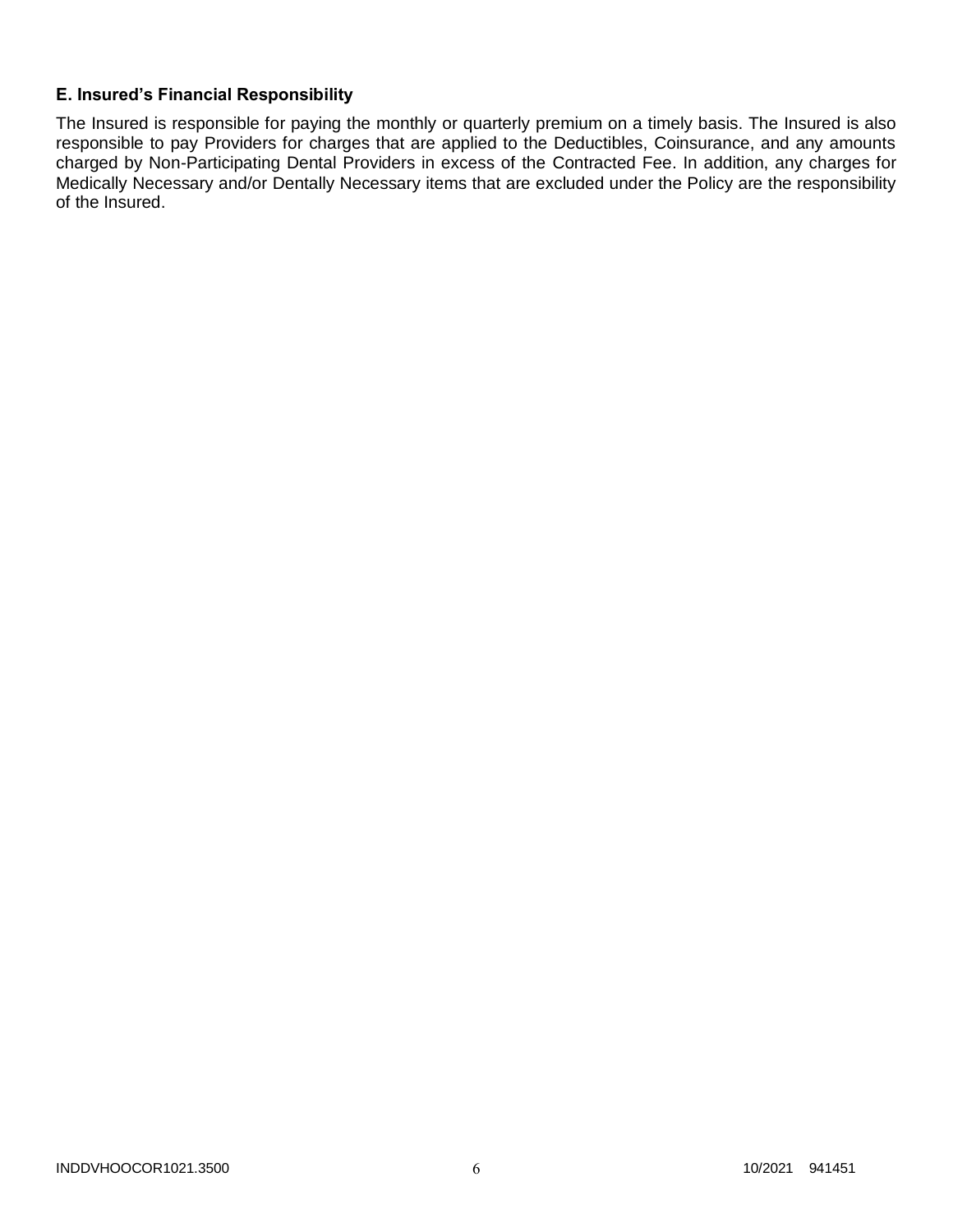### E. Insured's Financial Responsibility

The Insured is responsible for paying the monthly or quarterly premium on a timely basis. The Insured is also responsible to pay Providers for charges that are applied to the Deductibles, Coinsurance, and any amounts charged by Non-Participating Dental Providers in excess of the Contracted Fee. In addition, any charges for Medically Necessary and/or Dentally Necessary items that are excluded under the Policy are the responsibility of the Insured.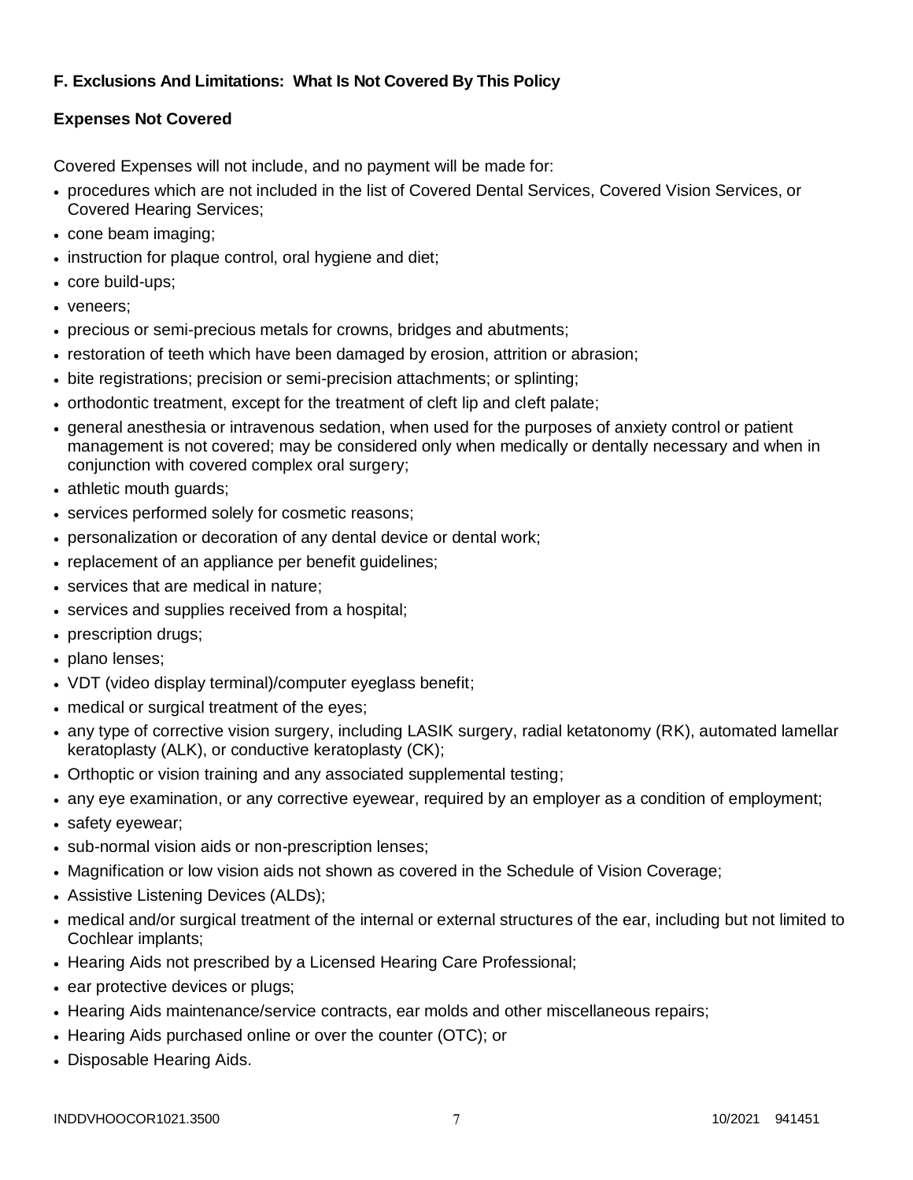### F. Exclusions And Limitations: What Is Not Covered By This Policy

#### Expenses Not Covered

Covered Expenses will not include, and no payment will be made for:

- procedures which are not included in the list of Covered Dental Services, Covered Vision Services, or Covered Hearing Services;
- cone beam imaging;
- instruction for plaque control, oral hygiene and diet;
- core build-ups;
- veneers;
- precious or semi-precious metals for crowns, bridges and abutments;
- restoration of teeth which have been damaged by erosion, attrition or abrasion;
- bite registrations; precision or semi-precision attachments; or splinting;
- orthodontic treatment, except for the treatment of cleft lip and cleft palate;
- general anesthesia or intravenous sedation, when used for the purposes of anxiety control or patient management is not covered; may be considered only when medically or dentally necessary and when in conjunction with covered complex oral surgery;
- athletic mouth guards;
- services performed solely for cosmetic reasons;
- personalization or decoration of any dental device or dental work;
- replacement of an appliance per benefit guidelines;
- services that are medical in nature;
- services and supplies received from a hospital;
- prescription drugs;
- plano lenses;
- VDT (video display terminal)/computer eyeglass benefit;
- medical or surgical treatment of the eyes;
- any type of corrective vision surgery, including LASIK surgery, radial ketatonomy (RK), automated lamellar keratoplasty (ALK), or conductive keratoplasty (CK);
- Orthoptic or vision training and any associated supplemental testing;
- any eye examination, or any corrective eyewear, required by an employer as a condition of employment;
- safety eyewear;
- sub-normal vision aids or non-prescription lenses;
- Magnification or low vision aids not shown as covered in the Schedule of Vision Coverage;
- Assistive Listening Devices (ALDs);
- medical and/or surgical treatment of the internal or external structures of the ear, including but not limited to Cochlear implants;
- Hearing Aids not prescribed by a Licensed Hearing Care Professional;
- ear protective devices or plugs;
- Hearing Aids maintenance/service contracts, ear molds and other miscellaneous repairs;
- Hearing Aids purchased online or over the counter (OTC); or
- Disposable Hearing Aids.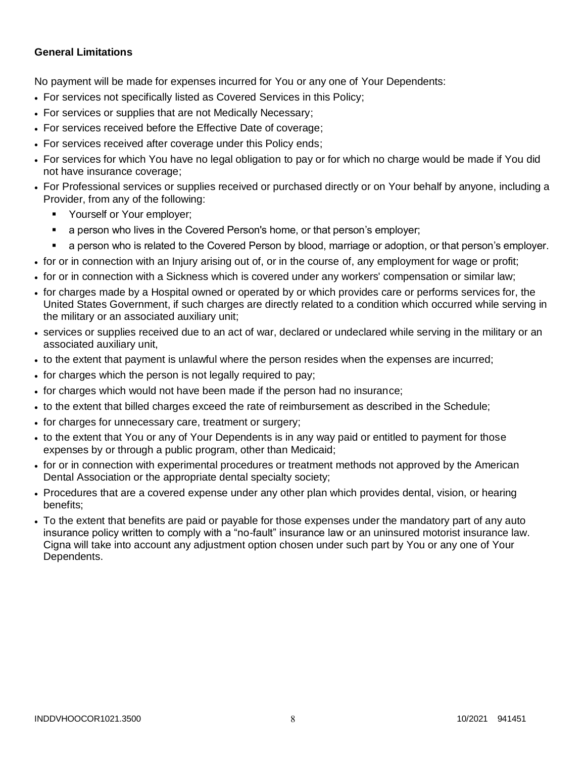**General Limitations**

No payment will be made for expenses incurred for You or any one of Your Dependents:

- For services not specifically listed as Covered Services in this Policy;
- For services or supplies that are not Medically Necessary;
- For services received before the Effective Date of coverage;
- For services received after coverage under this Policy ends;
- For services for which You have no legal obligation to pay or for which no charge would be made if You did not have insurance coverage;
- For Professional services or supplies received or purchased directly or on Your behalf by anyone, including a Provider, from any of the following:
  - Yourself or Your employer;
  - a person who lives in the Covered Person's home, or that person's employer;
  - a person who is related to the Covered Person by blood, marriage or adoption, or that person's employer.
- for or in connection with an Injury arising out of, or in the course of, any employment for wage or profit;
- for or in connection with a Sickness which is covered under any workers' compensation or similar law;
- for charges made by a Hospital owned or operated by or which provides care or performs services for, the United States Government, if such charges are directly related to a condition which occurred while serving in the military or an associated auxiliary unit;
- services or supplies received due to an act of war, declared or undeclared while serving in the military or an associated auxiliary unit,
- to the extent that payment is unlawful where the person resides when the expenses are incurred;
- for charges which the person is not legally required to pay;
- for charges which would not have been made if the person had no insurance;
- to the extent that billed charges exceed the rate of reimbursement as described in the Schedule;
- for charges for unnecessary care, treatment or surgery;
- to the extent that You or any of Your Dependents is in any way paid or entitled to payment for those expenses by or through a public program, other than Medicaid;
- for or in connection with experimental procedures or treatment methods not approved by the American Dental Association or the appropriate dental specialty society;
- Procedures that are a covered expense under any other plan which provides dental, vision, or hearing benefits;
- To the extent that benefits are paid or payable for those expenses under the mandatory part of any auto insurance policy written to comply with a "no-fault" insurance law or an uninsured motorist insurance law. Cigna will take into account any adjustment option chosen under such part by You or any one of Your Dependents.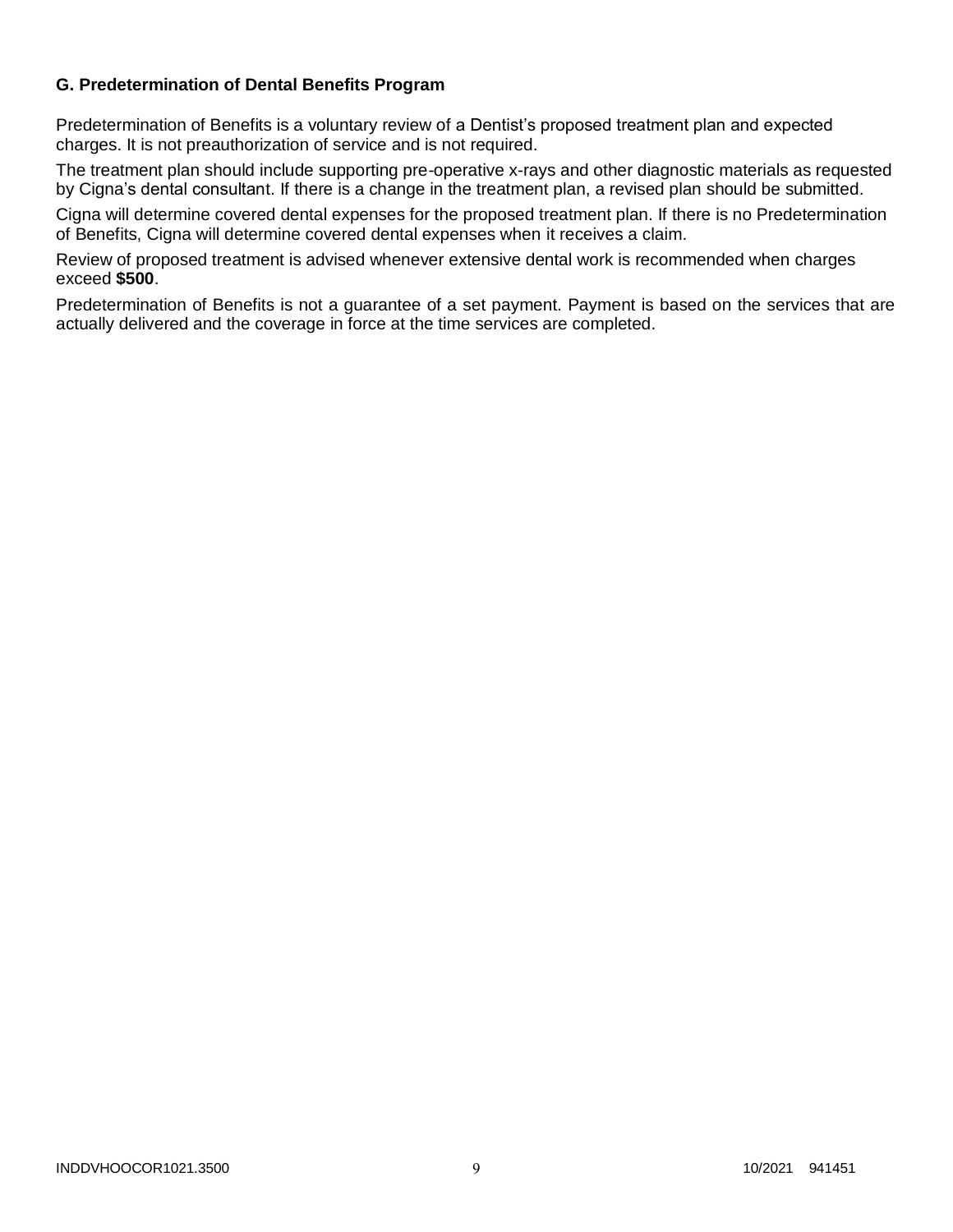### G. Predetermination of Dental Benefits Program

Predetermination of Benefits is a voluntary review of a Dentist's proposed treatment plan and expected charges. It is not preauthorization of service and is not required.

The treatment plan should include supporting pre-operative x-rays and other diagnostic materials as requested by Cigna's dental consultant. If there is a change in the treatment plan, a revised plan should be submitted.

Cigna will determine covered dental expenses for the proposed treatment plan. If there is no Predetermination of Benefits, Cigna will determine covered dental expenses when it receives a claim.

Review of proposed treatment is advised whenever extensive dental work is recommended when charges exceed **$500**.

Predetermination of Benefits is not a guarantee of a set payment. Payment is based on the services that are actually delivered and the coverage in force at the time services are completed.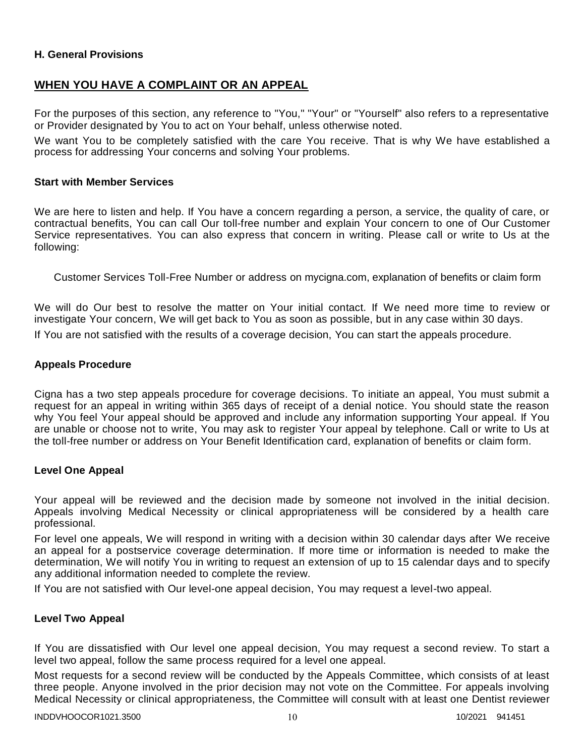### H. General Provisions

## WHEN YOU HAVE A COMPLAINT OR AN APPEAL

For the purposes of this section, any reference to "You," "Your" or "Yourself" also refers to a representative or Provider designated by You to act on Your behalf, unless otherwise noted.

We want You to be completely satisfied with the care You receive. That is why We have established a process for addressing Your concerns and solving Your problems.

### Start with Member Services

We are here to listen and help. If You have a concern regarding a person, a service, the quality of care, or contractual benefits, You can call Our toll-free number and explain Your concern to one of Our Customer Service representatives. You can also express that concern in writing. Please call or write to Us at the following:

Customer Services Toll-Free Number or address on mycigna.com, explanation of benefits or claim form

We will do Our best to resolve the matter on Your initial contact. If We need more time to review or investigate Your concern, We will get back to You as soon as possible, but in any case within 30 days.

If You are not satisfied with the results of a coverage decision, You can start the appeals procedure.

### Appeals Procedure

Cigna has a two step appeals procedure for coverage decisions. To initiate an appeal, You must submit a request for an appeal in writing within 365 days of receipt of a denial notice. You should state the reason why You feel Your appeal should be approved and include any information supporting Your appeal. If You are unable or choose not to write, You may ask to register Your appeal by telephone. Call or write to Us at the toll-free number or address on Your Benefit Identification card, explanation of benefits or claim form.

### Level One Appeal

Your appeal will be reviewed and the decision made by someone not involved in the initial decision. Appeals involving Medical Necessity or clinical appropriateness will be considered by a health care professional.

For level one appeals, We will respond in writing with a decision within 30 calendar days after We receive an appeal for a postservice coverage determination. If more time or information is needed to make the determination, We will notify You in writing to request an extension of up to 15 calendar days and to specify any additional information needed to complete the review.

If You are not satisfied with Our level-one appeal decision, You may request a level-two appeal.

### Level Two Appeal

If You are dissatisfied with Our level one appeal decision, You may request a second review. To start a level two appeal, follow the same process required for a level one appeal.

Most requests for a second review will be conducted by the Appeals Committee, which consists of at least three people. Anyone involved in the prior decision may not vote on the Committee. For appeals involving Medical Necessity or clinical appropriateness, the Committee will consult with at least one Dentist reviewer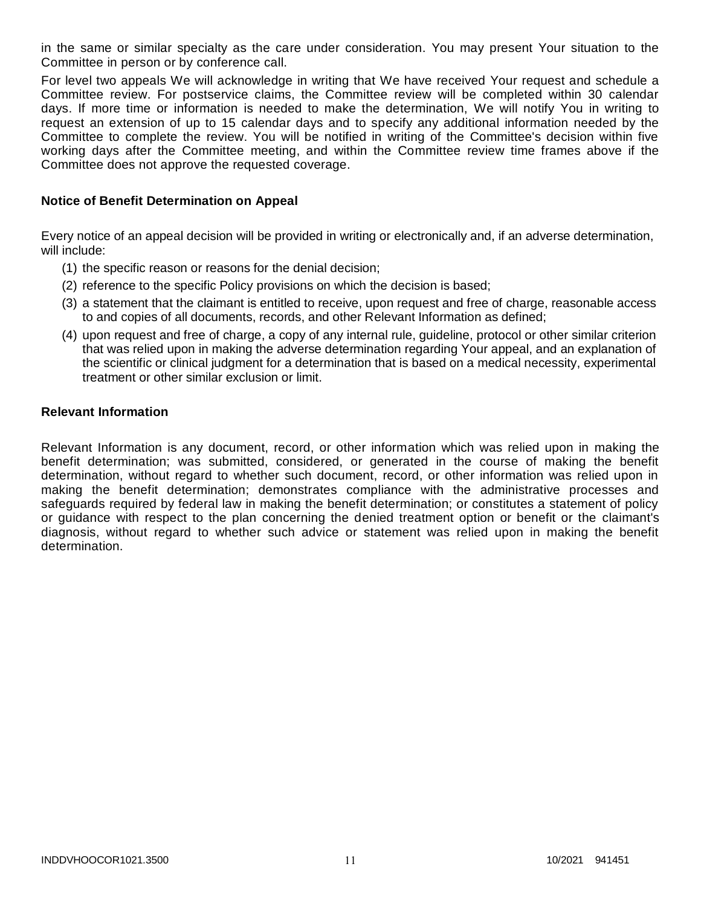in the same or similar specialty as the care under consideration. You may present Your situation to the Committee in person or by conference call.

For level two appeals We will acknowledge in writing that We have received Your request and schedule a Committee review. For postservice claims, the Committee review will be completed within 30 calendar days. If more time or information is needed to make the determination, We will notify You in writing to request an extension of up to 15 calendar days and to specify any additional information needed by the Committee to complete the review. You will be notified in writing of the Committee's decision within five working days after the Committee meeting, and within the Committee review time frames above if the Committee does not approve the requested coverage.

### Notice of Benefit Determination on Appeal

Every notice of an appeal decision will be provided in writing or electronically and, if an adverse determination, will include:

(1) the specific reason or reasons for the denial decision;

(2) reference to the specific Policy provisions on which the decision is based;

(3) a statement that the claimant is entitled to receive, upon request and free of charge, reasonable access to and copies of all documents, records, and other Relevant Information as defined;

(4) upon request and free of charge, a copy of any internal rule, guideline, protocol or other similar criterion that was relied upon in making the adverse determination regarding Your appeal, and an explanation of the scientific or clinical judgment for a determination that is based on a medical necessity, experimental treatment or other similar exclusion or limit.

### Relevant Information

Relevant Information is any document, record, or other information which was relied upon in making the benefit determination; was submitted, considered, or generated in the course of making the benefit determination, without regard to whether such document, record, or other information was relied upon in making the benefit determination; demonstrates compliance with the administrative processes and safeguards required by federal law in making the benefit determination; or constitutes a statement of policy or guidance with respect to the plan concerning the denied treatment option or benefit or the claimant's diagnosis, without regard to whether such advice or statement was relied upon in making the benefit determination.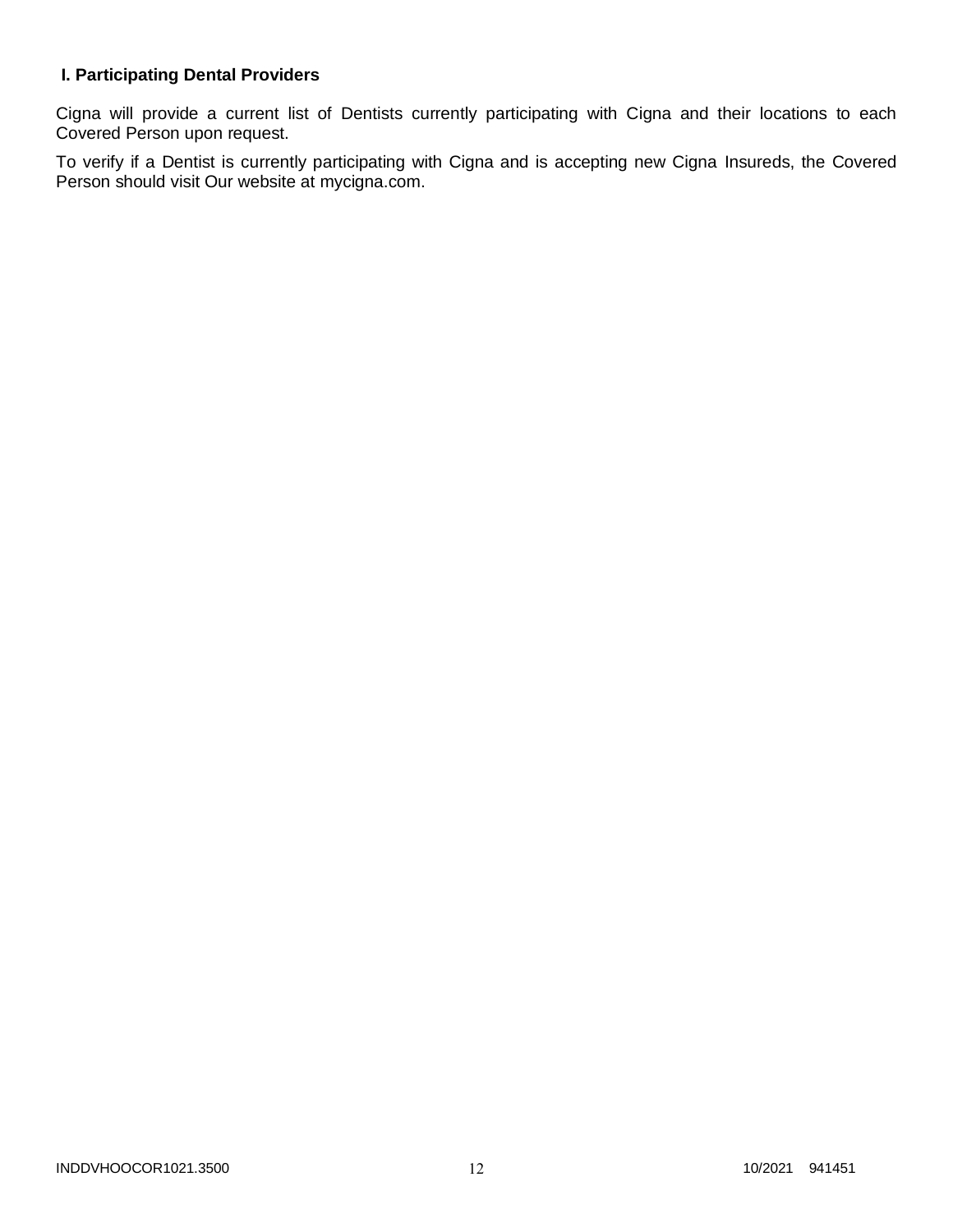## I. Participating Dental Providers

Cigna will provide a current list of Dentists currently participating with Cigna and their locations to each Covered Person upon request.

To verify if a Dentist is currently participating with Cigna and is accepting new Cigna Insureds, the Covered Person should visit Our website at mycigna.com.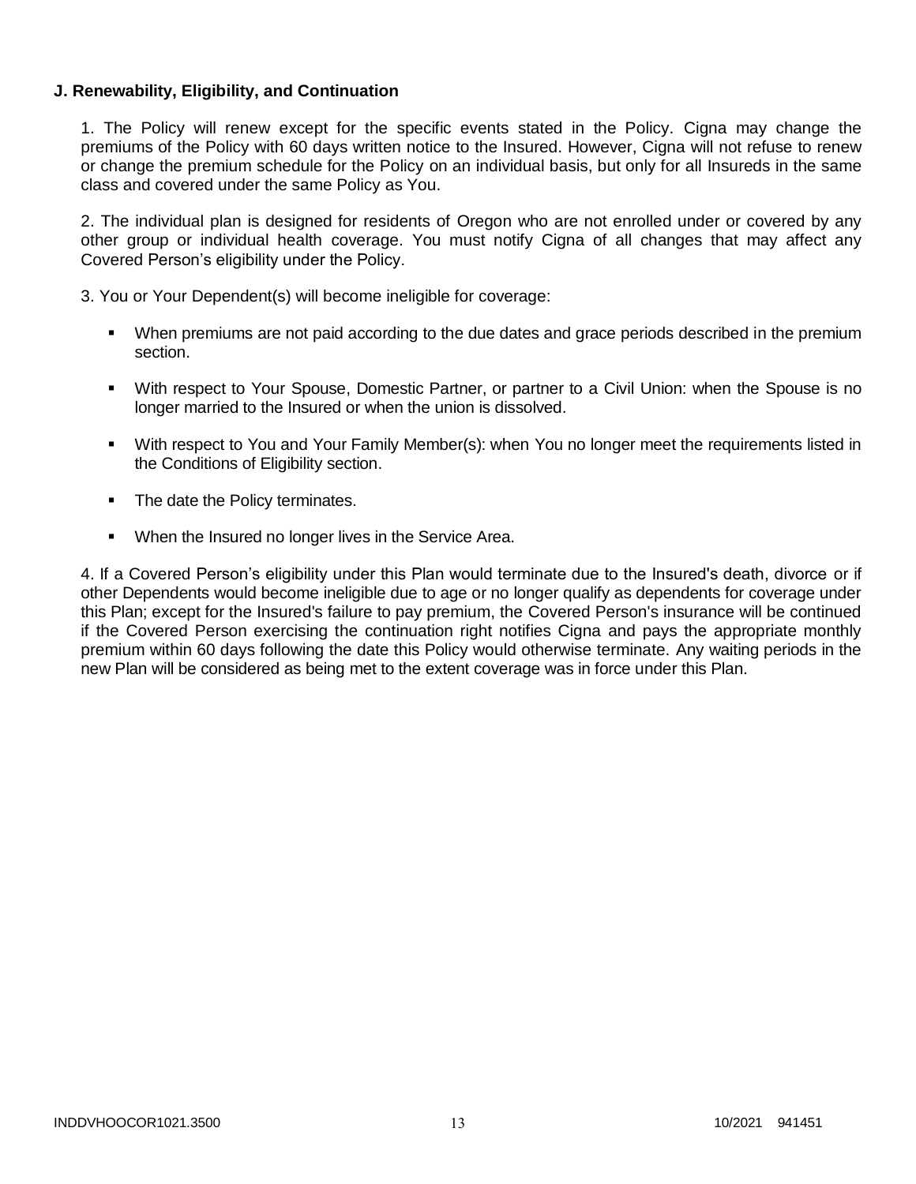**J. Renewability, Eligibility, and Continuation**

1. The Policy will renew except for the specific events stated in the Policy. Cigna may change the premiums of the Policy with 60 days written notice to the Insured. However, Cigna will not refuse to renew or change the premium schedule for the Policy on an individual basis, but only for all Insureds in the same class and covered under the same Policy as You.

2. The individual plan is designed for residents of Oregon who are not enrolled under or covered by any other group or individual health coverage. You must notify Cigna of all changes that may affect any Covered Person's eligibility under the Policy.

3. You or Your Dependent(s) will become ineligible for coverage:

- When premiums are not paid according to the due dates and grace periods described in the premium section.
- With respect to Your Spouse, Domestic Partner, or partner to a Civil Union: when the Spouse is no longer married to the Insured or when the union is dissolved.
- With respect to You and Your Family Member(s): when You no longer meet the requirements listed in the Conditions of Eligibility section.
- The date the Policy terminates.
- When the Insured no longer lives in the Service Area.

4. If a Covered Person's eligibility under this Plan would terminate due to the Insured's death, divorce or if other Dependents would become ineligible due to age or no longer qualify as dependents for coverage under this Plan; except for the Insured's failure to pay premium, the Covered Person's insurance will be continued if the Covered Person exercising the continuation right notifies Cigna and pays the appropriate monthly premium within 60 days following the date this Policy would otherwise terminate. Any waiting periods in the new Plan will be considered as being met to the extent coverage was in force under this Plan.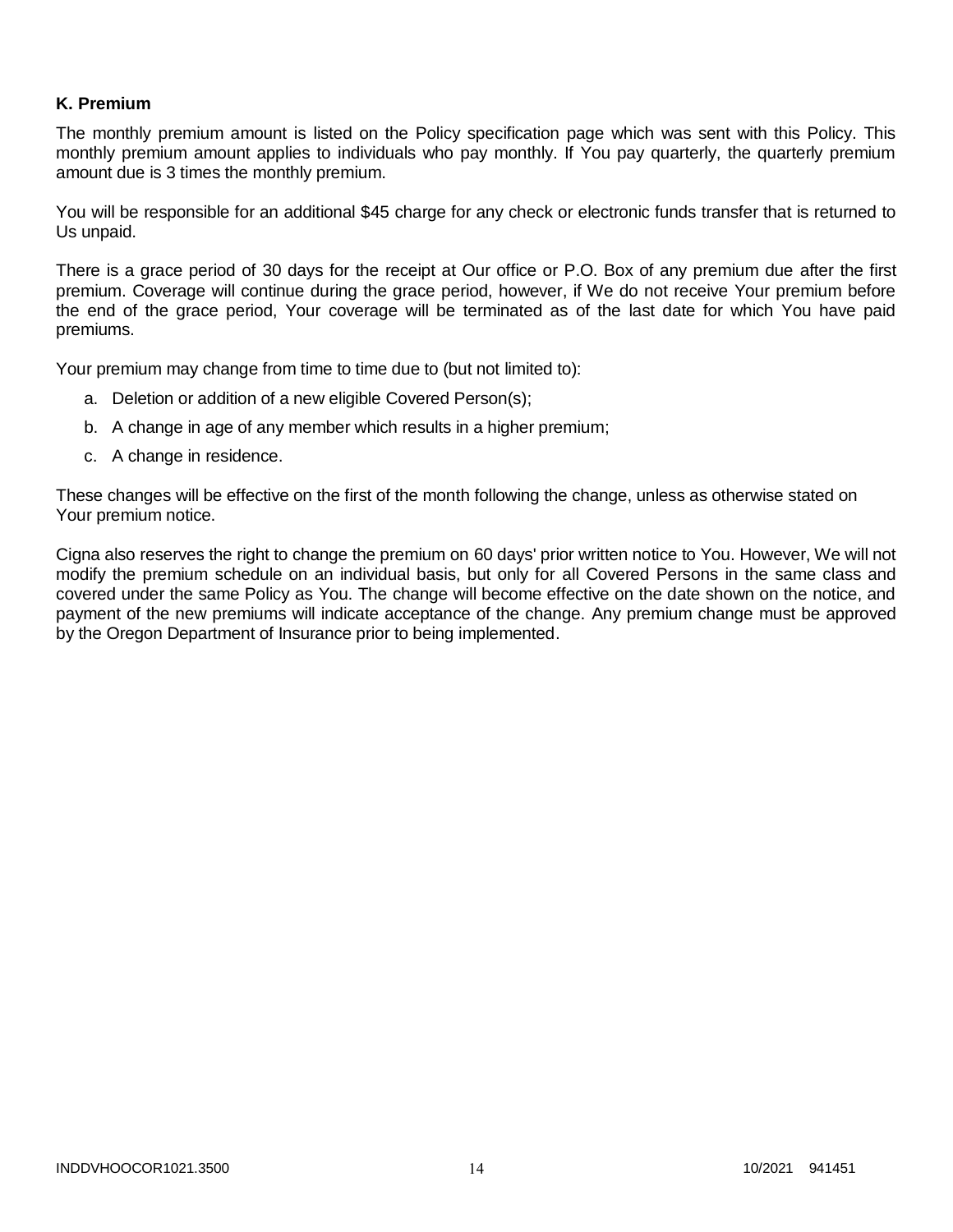**K. Premium**

The monthly premium amount is listed on the Policy specification page which was sent with this Policy. This monthly premium amount applies to individuals who pay monthly. If You pay quarterly, the quarterly premium amount due is 3 times the monthly premium.

You will be responsible for an additional $45 charge for any check or electronic funds transfer that is returned to Us unpaid.

There is a grace period of 30 days for the receipt at Our office or P.O. Box of any premium due after the first premium. Coverage will continue during the grace period, however, if We do not receive Your premium before the end of the grace period, Your coverage will be terminated as of the last date for which You have paid premiums.

Your premium may change from time to time due to (but not limited to):

a. Deletion or addition of a new eligible Covered Person(s);
b. A change in age of any member which results in a higher premium;
c. A change in residence.

These changes will be effective on the first of the month following the change, unless as otherwise stated on Your premium notice.

Cigna also reserves the right to change the premium on 60 days' prior written notice to You. However, We will not modify the premium schedule on an individual basis, but only for all Covered Persons in the same class and covered under the same Policy as You. The change will become effective on the date shown on the notice, and payment of the new premiums will indicate acceptance of the change. Any premium change must be approved by the Oregon Department of Insurance prior to being implemented.